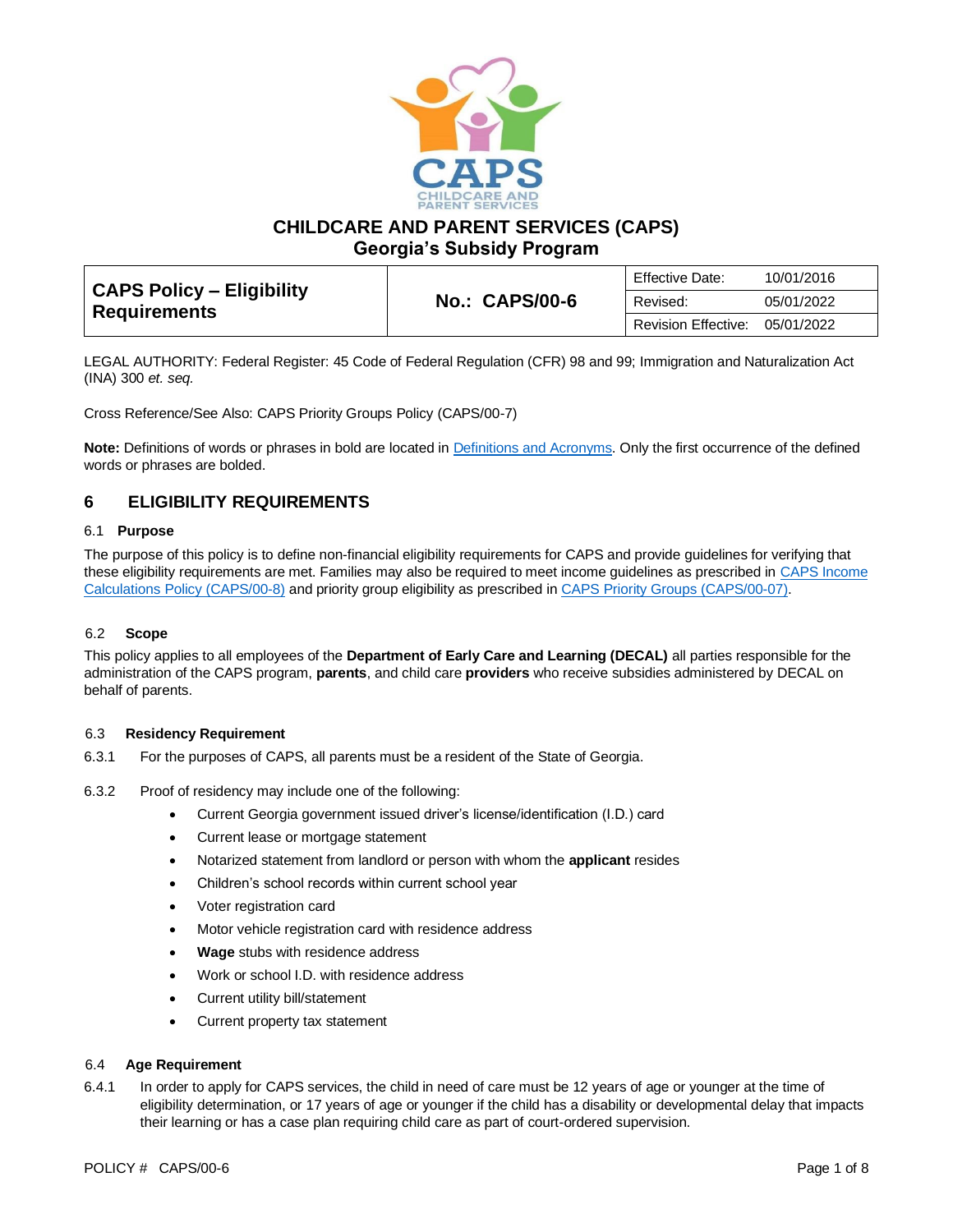# CHILDCARE AND PARENT SERVICES (CAPS)
## Georgia's Subsidy Program

| CAPS Policy – Eligibility Requirements | No.: CAPS/00-6 | Effective Date: | 10/01/2016 |
|---|---|---|---|
| | | Revised: | 05/01/2022 |
| | | Revision Effective: | 05/01/2022 |

LEGAL AUTHORITY: Federal Register: 45 Code of Federal Regulation (CFR) 98 and 99; Immigration and Naturalization Act (INA) 300 *et. seq.*

Cross Reference/See Also: CAPS Priority Groups Policy (CAPS/00-7)

**Note:** Definitions of words or phrases in bold are located in Definitions and Acronyms. Only the first occurrence of the defined words or phrases are bolded.

## 6 ELIGIBILITY REQUIREMENTS

### 6.1 Purpose

The purpose of this policy is to define non-financial eligibility requirements for CAPS and provide guidelines for verifying that these eligibility requirements are met. Families may also be required to meet income guidelines as prescribed in CAPS Income Calculations Policy (CAPS/00-8) and priority group eligibility as prescribed in CAPS Priority Groups (CAPS/00-07).

### 6.2 Scope

This policy applies to all employees of the **Department of Early Care and Learning (DECAL)** all parties responsible for the administration of the CAPS program, **parents**, and child care **providers** who receive subsidies administered by DECAL on behalf of parents.

### 6.3 Residency Requirement

6.3.1 For the purposes of CAPS, all parents must be a resident of the State of Georgia.

6.3.2 Proof of residency may include one of the following:

- Current Georgia government issued driver's license/identification (I.D.) card
- Current lease or mortgage statement
- Notarized statement from landlord or person with whom the **applicant** resides
- Children's school records within current school year
- Voter registration card
- Motor vehicle registration card with residence address
- **Wage** stubs with residence address
- Work or school I.D. with residence address
- Current utility bill/statement
- Current property tax statement

### 6.4 Age Requirement

6.4.1 In order to apply for CAPS services, the child in need of care must be 12 years of age or younger at the time of eligibility determination, or 17 years of age or younger if the child has a disability or developmental delay that impacts their learning or has a case plan requiring child care as part of court-ordered supervision.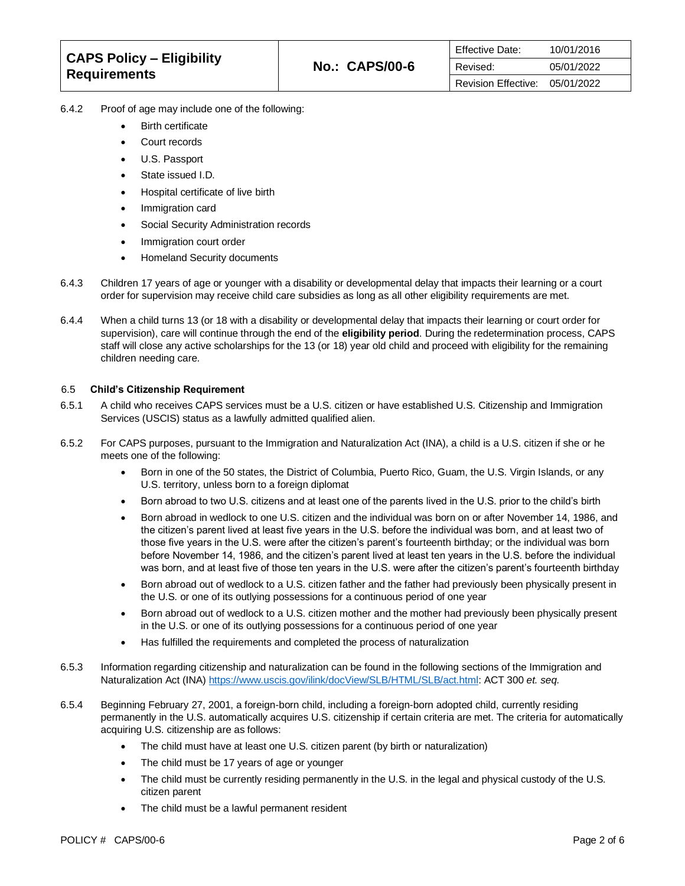6.4.2 Proof of age may include one of the following:

- Birth certificate
- Court records
- U.S. Passport
- State issued I.D.
- Hospital certificate of live birth
- Immigration card
- Social Security Administration records
- Immigration court order
- Homeland Security documents

6.4.3 Children 17 years of age or younger with a disability or developmental delay that impacts their learning or a court order for supervision may receive child care subsidies as long as all other eligibility requirements are met.

6.4.4 When a child turns 13 (or 18 with a disability or developmental delay that impacts their learning or court order for supervision), care will continue through the end of the **eligibility period**. During the redetermination process, CAPS staff will close any active scholarships for the 13 (or 18) year old child and proceed with eligibility for the remaining children needing care.

### 6.5 Child's Citizenship Requirement

6.5.1 A child who receives CAPS services must be a U.S. citizen or have established U.S. Citizenship and Immigration Services (USCIS) status as a lawfully admitted qualified alien.

6.5.2 For CAPS purposes, pursuant to the Immigration and Naturalization Act (INA), a child is a U.S. citizen if she or he meets one of the following:

- Born in one of the 50 states, the District of Columbia, Puerto Rico, Guam, the U.S. Virgin Islands, or any U.S. territory, unless born to a foreign diplomat
- Born abroad to two U.S. citizens and at least one of the parents lived in the U.S. prior to the child's birth
- Born abroad in wedlock to one U.S. citizen and the individual was born on or after November 14, 1986, and the citizen's parent lived at least five years in the U.S. before the individual was born, and at least two of those five years in the U.S. were after the citizen's parent's fourteenth birthday; or the individual was born before November 14, 1986, and the citizen's parent lived at least ten years in the U.S. before the individual was born, and at least five of those ten years in the U.S. were after the citizen's parent's fourteenth birthday
- Born abroad out of wedlock to a U.S. citizen father and the father had previously been physically present in the U.S. or one of its outlying possessions for a continuous period of one year
- Born abroad out of wedlock to a U.S. citizen mother and the mother had previously been physically present in the U.S. or one of its outlying possessions for a continuous period of one year
- Has fulfilled the requirements and completed the process of naturalization

6.5.3 Information regarding citizenship and naturalization can be found in the following sections of the Immigration and Naturalization Act (INA) [https://www.uscis.gov/ilink/docView/SLB/HTML/SLB/act.html](https://www.uscis.gov/ilink/docView/SLB/HTML/SLB/act.html): ACT 300 *et. seq.*

6.5.4 Beginning February 27, 2001, a foreign-born child, including a foreign-born adopted child, currently residing permanently in the U.S. automatically acquires U.S. citizenship if certain criteria are met. The criteria for automatically acquiring U.S. citizenship are as follows:

- The child must have at least one U.S. citizen parent (by birth or naturalization)
- The child must be 17 years of age or younger
- The child must be currently residing permanently in the U.S. in the legal and physical custody of the U.S. citizen parent
- The child must be a lawful permanent resident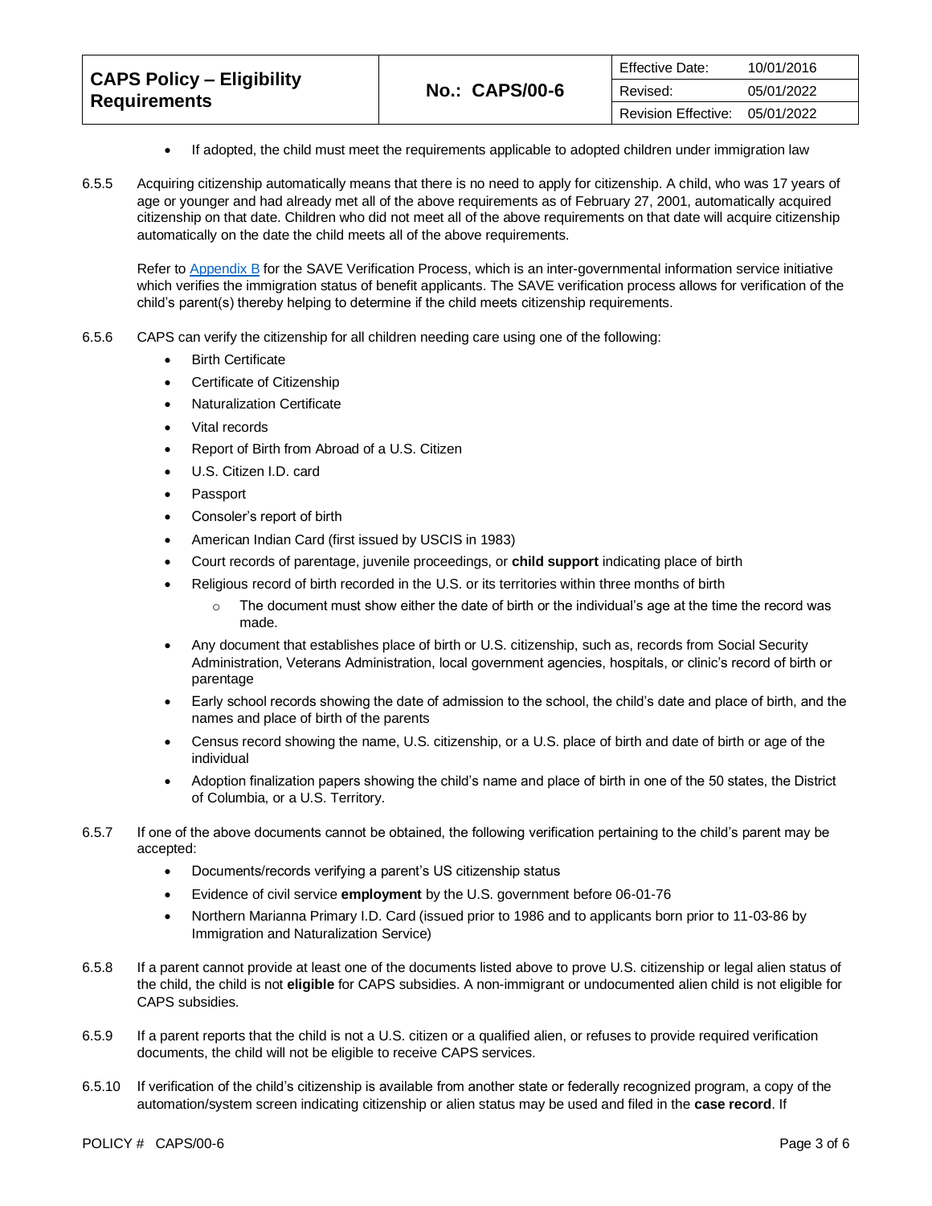- If adopted, the child must meet the requirements applicable to adopted children under immigration law

6.5.5 Acquiring citizenship automatically means that there is no need to apply for citizenship. A child, who was 17 years of age or younger and had already met all of the above requirements as of February 27, 2001, automatically acquired citizenship on that date. Children who did not meet all of the above requirements on that date will acquire citizenship automatically on the date the child meets all of the above requirements.

Refer to Appendix B for the SAVE Verification Process, which is an inter-governmental information service initiative which verifies the immigration status of benefit applicants. The SAVE verification process allows for verification of the child's parent(s) thereby helping to determine if the child meets citizenship requirements.

6.5.6 CAPS can verify the citizenship for all children needing care using one of the following:

- Birth Certificate
- Certificate of Citizenship
- Naturalization Certificate
- Vital records
- Report of Birth from Abroad of a U.S. Citizen
- U.S. Citizen I.D. card
- Passport
- Consoler's report of birth
- American Indian Card (first issued by USCIS in 1983)
- Court records of parentage, juvenile proceedings, or **child support** indicating place of birth
- Religious record of birth recorded in the U.S. or its territories within three months of birth
  - The document must show either the date of birth or the individual's age at the time the record was made.
- Any document that establishes place of birth or U.S. citizenship, such as, records from Social Security Administration, Veterans Administration, local government agencies, hospitals, or clinic's record of birth or parentage
- Early school records showing the date of admission to the school, the child's date and place of birth, and the names and place of birth of the parents
- Census record showing the name, U.S. citizenship, or a U.S. place of birth and date of birth or age of the individual
- Adoption finalization papers showing the child's name and place of birth in one of the 50 states, the District of Columbia, or a U.S. Territory.

6.5.7 If one of the above documents cannot be obtained, the following verification pertaining to the child's parent may be accepted:

- Documents/records verifying a parent's US citizenship status
- Evidence of civil service **employment** by the U.S. government before 06-01-76
- Northern Marianna Primary I.D. Card (issued prior to 1986 and to applicants born prior to 11-03-86 by Immigration and Naturalization Service)

6.5.8 If a parent cannot provide at least one of the documents listed above to prove U.S. citizenship or legal alien status of the child, the child is not **eligible** for CAPS subsidies. A non-immigrant or undocumented alien child is not eligible for CAPS subsidies.

6.5.9 If a parent reports that the child is not a U.S. citizen or a qualified alien, or refuses to provide required verification documents, the child will not be eligible to receive CAPS services.

6.5.10 If verification of the child's citizenship is available from another state or federally recognized program, a copy of the automation/system screen indicating citizenship or alien status may be used and filed in the **case record**. If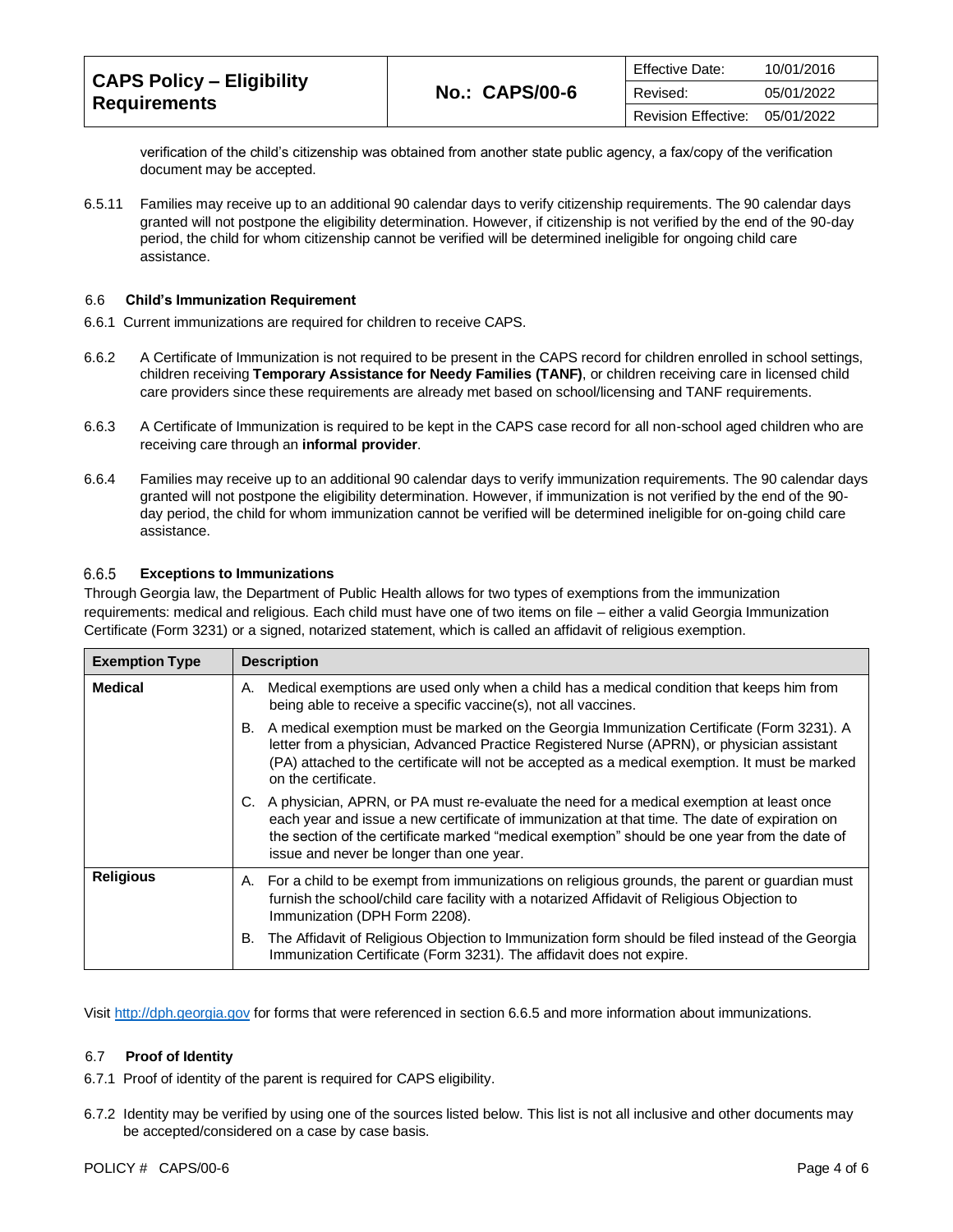verification of the child's citizenship was obtained from another state public agency, a fax/copy of the verification document may be accepted.

6.5.11 Families may receive up to an additional 90 calendar days to verify citizenship requirements. The 90 calendar days granted will not postpone the eligibility determination. However, if citizenship is not verified by the end of the 90-day period, the child for whom citizenship cannot be verified will be determined ineligible for ongoing child care assistance.

### 6.6 Child's Immunization Requirement

6.6.1 Current immunizations are required for children to receive CAPS.

6.6.2 A Certificate of Immunization is not required to be present in the CAPS record for children enrolled in school settings, children receiving **Temporary Assistance for Needy Families (TANF)**, or children receiving care in licensed child care providers since these requirements are already met based on school/licensing and TANF requirements.

6.6.3 A Certificate of Immunization is required to be kept in the CAPS case record for all non-school aged children who are receiving care through an **informal provider**.

6.6.4 Families may receive up to an additional 90 calendar days to verify immunization requirements. The 90 calendar days granted will not postpone the eligibility determination. However, if immunization is not verified by the end of the 90-day period, the child for whom immunization cannot be verified will be determined ineligible for on-going child care assistance.

#### 6.6.5 Exceptions to Immunizations

Through Georgia law, the Department of Public Health allows for two types of exemptions from the immunization requirements: medical and religious. Each child must have one of two items on file – either a valid Georgia Immunization Certificate (Form 3231) or a signed, notarized statement, which is called an affidavit of religious exemption.

| Exemption Type | Description |
|---|---|
| **Medical** | A. Medical exemptions are used only when a child has a medical condition that keeps him from being able to receive a specific vaccine(s), not all vaccines. |
| | B. A medical exemption must be marked on the Georgia Immunization Certificate (Form 3231). A letter from a physician, Advanced Practice Registered Nurse (APRN), or physician assistant (PA) attached to the certificate will not be accepted as a medical exemption. It must be marked on the certificate. |
| | C. A physician, APRN, or PA must re-evaluate the need for a medical exemption at least once each year and issue a new certificate of immunization at that time. The date of expiration on the section of the certificate marked "medical exemption" should be one year from the date of issue and never be longer than one year. |
| **Religious** | A. For a child to be exempt from immunizations on religious grounds, the parent or guardian must furnish the school/child care facility with a notarized Affidavit of Religious Objection to Immunization (DPH Form 2208). |
| | B. The Affidavit of Religious Objection to Immunization form should be filed instead of the Georgia Immunization Certificate (Form 3231). The affidavit does not expire. |

Visit [http://dph.georgia.gov](http://dph.georgia.gov) for forms that were referenced in section 6.6.5 and more information about immunizations.

### 6.7 Proof of Identity

6.7.1 Proof of identity of the parent is required for CAPS eligibility.

6.7.2 Identity may be verified by using one of the sources listed below. This list is not all inclusive and other documents may be accepted/considered on a case by case basis.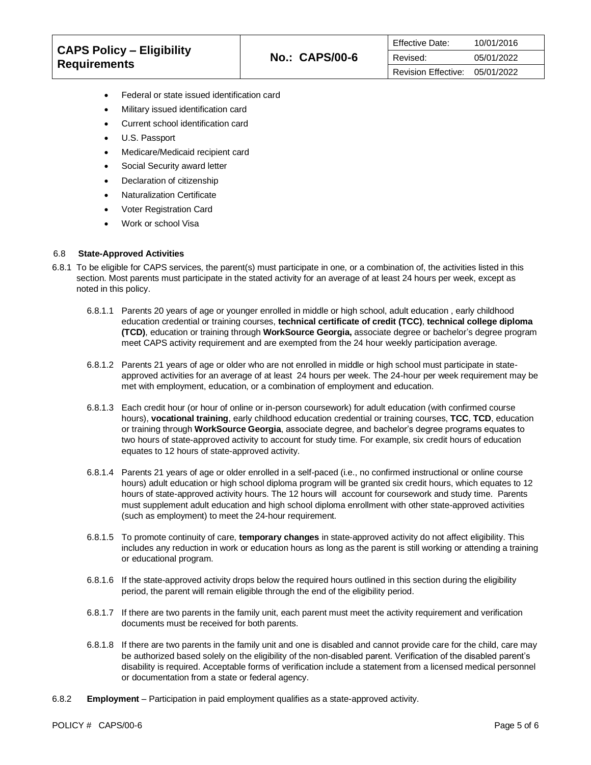- Federal or state issued identification card
- Military issued identification card
- Current school identification card
- U.S. Passport
- Medicare/Medicaid recipient card
- Social Security award letter
- Declaration of citizenship
- Naturalization Certificate
- Voter Registration Card
- Work or school Visa

### 6.8 State-Approved Activities

6.8.1 To be eligible for CAPS services, the parent(s) must participate in one, or a combination of, the activities listed in this section. Most parents must participate in the stated activity for an average of at least 24 hours per week, except as noted in this policy.

6.8.1.1 Parents 20 years of age or younger enrolled in middle or high school, adult education , early childhood education credential or training courses, **technical certificate of credit (TCC)**, **technical college diploma (TCD)**, education or training through **WorkSource Georgia,** associate degree or bachelor's degree program meet CAPS activity requirement and are exempted from the 24 hour weekly participation average.

6.8.1.2 Parents 21 years of age or older who are not enrolled in middle or high school must participate in state-approved activities for an average of at least 24 hours per week. The 24-hour per week requirement may be met with employment, education, or a combination of employment and education.

6.8.1.3 Each credit hour (or hour of online or in-person coursework) for adult education (with confirmed course hours), **vocational training**, early childhood education credential or training courses, **TCC**, **TCD**, education or training through **WorkSource Georgia**, associate degree, and bachelor's degree programs equates to two hours of state-approved activity to account for study time. For example, six credit hours of education equates to 12 hours of state-approved activity.

6.8.1.4 Parents 21 years of age or older enrolled in a self-paced (i.e., no confirmed instructional or online course hours) adult education or high school diploma program will be granted six credit hours, which equates to 12 hours of state-approved activity hours. The 12 hours will account for coursework and study time. Parents must supplement adult education and high school diploma enrollment with other state-approved activities (such as employment) to meet the 24-hour requirement.

6.8.1.5 To promote continuity of care, **temporary changes** in state-approved activity do not affect eligibility. This includes any reduction in work or education hours as long as the parent is still working or attending a training or educational program.

6.8.1.6 If the state-approved activity drops below the required hours outlined in this section during the eligibility period, the parent will remain eligible through the end of the eligibility period.

6.8.1.7 If there are two parents in the family unit, each parent must meet the activity requirement and verification documents must be received for both parents.

6.8.1.8 If there are two parents in the family unit and one is disabled and cannot provide care for the child, care may be authorized based solely on the eligibility of the non-disabled parent. Verification of the disabled parent's disability is required. Acceptable forms of verification include a statement from a licensed medical personnel or documentation from a state or federal agency.

6.8.2 **Employment** – Participation in paid employment qualifies as a state-approved activity.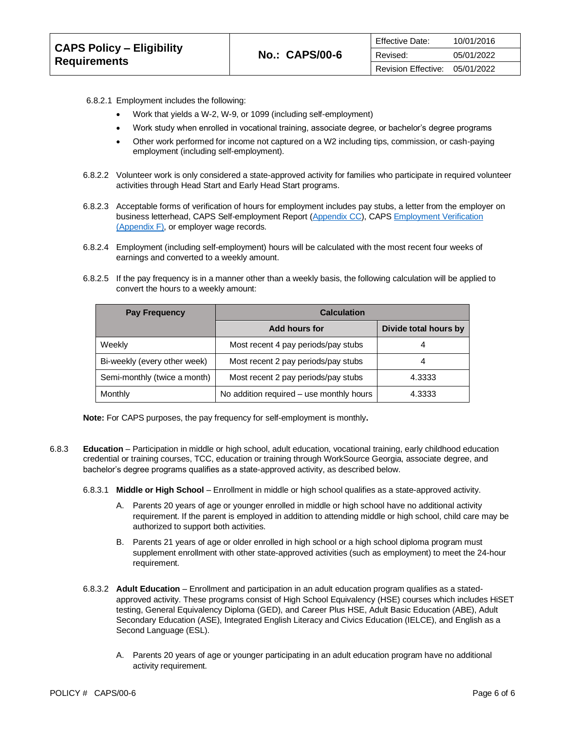6.8.2.1 Employment includes the following:

- Work that yields a W-2, W-9, or 1099 (including self-employment)
- Work study when enrolled in vocational training, associate degree, or bachelor's degree programs
- Other work performed for income not captured on a W2 including tips, commission, or cash-paying employment (including self-employment).

6.8.2.2 Volunteer work is only considered a state-approved activity for families who participate in required volunteer activities through Head Start and Early Head Start programs.

6.8.2.3 Acceptable forms of verification of hours for employment includes pay stubs, a letter from the employer on business letterhead, CAPS Self-employment Report (Appendix CC), CAPS Employment Verification (Appendix F), or employer wage records.

6.8.2.4 Employment (including self-employment) hours will be calculated with the most recent four weeks of earnings and converted to a weekly amount.

6.8.2.5 If the pay frequency is in a manner other than a weekly basis, the following calculation will be applied to convert the hours to a weekly amount:

| Pay Frequency | Calculation | |
|---|---|---|
| | **Add hours for** | **Divide total hours by** |
| Weekly | Most recent 4 pay periods/pay stubs | 4 |
| Bi-weekly (every other week) | Most recent 2 pay periods/pay stubs | 4 |
| Semi-monthly (twice a month) | Most recent 2 pay periods/pay stubs | 4.3333 |
| Monthly | No addition required – use monthly hours | 4.3333 |

**Note:** For CAPS purposes, the pay frequency for self-employment is monthly**.**

6.8.3 **Education** – Participation in middle or high school, adult education, vocational training, early childhood education credential or training courses, TCC, education or training through WorkSource Georgia, associate degree, and bachelor's degree programs qualifies as a state-approved activity, as described below.

6.8.3.1 **Middle or High School** – Enrollment in middle or high school qualifies as a state-approved activity.

A. Parents 20 years of age or younger enrolled in middle or high school have no additional activity requirement. If the parent is employed in addition to attending middle or high school, child care may be authorized to support both activities.

B. Parents 21 years of age or older enrolled in high school or a high school diploma program must supplement enrollment with other state-approved activities (such as employment) to meet the 24-hour requirement.

6.8.3.2 **Adult Education** – Enrollment and participation in an adult education program qualifies as a stated-approved activity. These programs consist of High School Equivalency (HSE) courses which includes HiSET testing, General Equivalency Diploma (GED), and Career Plus HSE, Adult Basic Education (ABE), Adult Secondary Education (ASE), Integrated English Literacy and Civics Education (IELCE), and English as a Second Language (ESL).

A. Parents 20 years of age or younger participating in an adult education program have no additional activity requirement.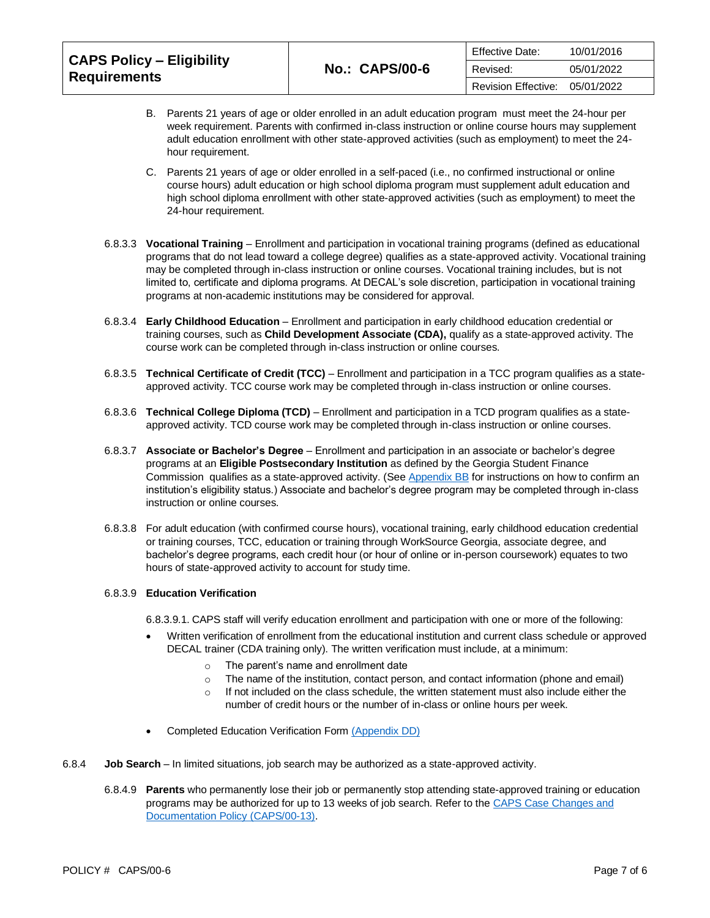B. Parents 21 years of age or older enrolled in an adult education program must meet the 24-hour per week requirement. Parents with confirmed in-class instruction or online course hours may supplement adult education enrollment with other state-approved activities (such as employment) to meet the 24-hour requirement.

C. Parents 21 years of age or older enrolled in a self-paced (i.e., no confirmed instructional or online course hours) adult education or high school diploma program must supplement adult education and high school diploma enrollment with other state-approved activities (such as employment) to meet the 24-hour requirement.

6.8.3.3 **Vocational Training** – Enrollment and participation in vocational training programs (defined as educational programs that do not lead toward a college degree) qualifies as a state-approved activity. Vocational training may be completed through in-class instruction or online courses. Vocational training includes, but is not limited to, certificate and diploma programs. At DECAL's sole discretion, participation in vocational training programs at non-academic institutions may be considered for approval.

6.8.3.4 **Early Childhood Education** – Enrollment and participation in early childhood education credential or training courses, such as **Child Development Associate (CDA),** qualify as a state-approved activity. The course work can be completed through in-class instruction or online courses.

6.8.3.5 **Technical Certificate of Credit (TCC)** – Enrollment and participation in a TCC program qualifies as a state-approved activity. TCC course work may be completed through in-class instruction or online courses.

6.8.3.6 **Technical College Diploma (TCD)** – Enrollment and participation in a TCD program qualifies as a state-approved activity. TCD course work may be completed through in-class instruction or online courses.

6.8.3.7 **Associate or Bachelor's Degree** – Enrollment and participation in an associate or bachelor's degree programs at an **Eligible Postsecondary Institution** as defined by the Georgia Student Finance Commission qualifies as a state-approved activity. (See Appendix BB for instructions on how to confirm an institution's eligibility status.) Associate and bachelor's degree program may be completed through in-class instruction or online courses.

6.8.3.8 For adult education (with confirmed course hours), vocational training, early childhood education credential or training courses, TCC, education or training through WorkSource Georgia, associate degree, and bachelor's degree programs, each credit hour (or hour of online or in-person coursework) equates to two hours of state-approved activity to account for study time.

6.8.3.9 **Education Verification**

6.8.3.9.1. CAPS staff will verify education enrollment and participation with one or more of the following:

- Written verification of enrollment from the educational institution and current class schedule or approved DECAL trainer (CDA training only). The written verification must include, at a minimum:
  - The parent's name and enrollment date
  - The name of the institution, contact person, and contact information (phone and email)
  - If not included on the class schedule, the written statement must also include either the number of credit hours or the number of in-class or online hours per week.
- Completed Education Verification Form (Appendix DD)

6.8.4 **Job Search** – In limited situations, job search may be authorized as a state-approved activity.

6.8.4.9 **Parents** who permanently lose their job or permanently stop attending state-approved training or education programs may be authorized for up to 13 weeks of job search. Refer to the CAPS Case Changes and Documentation Policy (CAPS/00-13).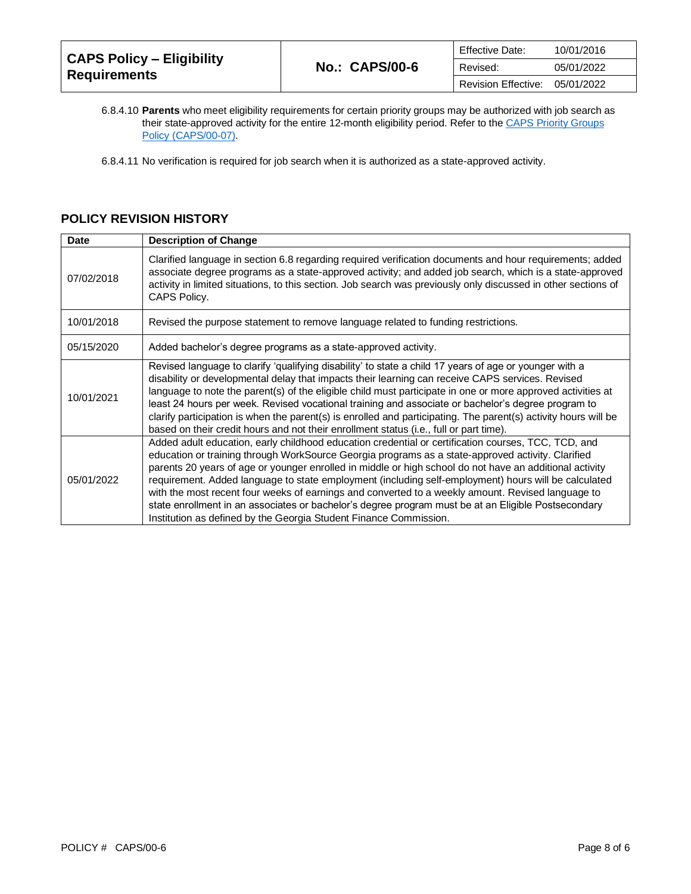6.8.4.10 **Parents** who meet eligibility requirements for certain priority groups may be authorized with job search as their state-approved activity for the entire 12-month eligibility period. Refer to the [CAPS Priority Groups Policy (CAPS/00-07)](#).

6.8.4.11 No verification is required for job search when it is authorized as a state-approved activity.

## POLICY REVISION HISTORY

| Date | Description of Change |
| --- | --- |
| 07/02/2018 | Clarified language in section 6.8 regarding required verification documents and hour requirements; added associate degree programs as a state-approved activity; and added job search, which is a state-approved activity in limited situations, to this section. Job search was previously only discussed in other sections of CAPS Policy. |
| 10/01/2018 | Revised the purpose statement to remove language related to funding restrictions. |
| 05/15/2020 | Added bachelor's degree programs as a state-approved activity. |
| 10/01/2021 | Revised language to clarify 'qualifying disability' to state a child 17 years of age or younger with a disability or developmental delay that impacts their learning can receive CAPS services. Revised language to note the parent(s) of the eligible child must participate in one or more approved activities at least 24 hours per week. Revised vocational training and associate or bachelor's degree program to clarify participation is when the parent(s) is enrolled and participating. The parent(s) activity hours will be based on their credit hours and not their enrollment status (i.e., full or part time). |
| 05/01/2022 | Added adult education, early childhood education credential or certification courses, TCC, TCD, and education or training through WorkSource Georgia programs as a state-approved activity. Clarified parents 20 years of age or younger enrolled in middle or high school do not have an additional activity requirement. Added language to state employment (including self-employment) hours will be calculated with the most recent four weeks of earnings and converted to a weekly amount. Revised language to state enrollment in an associates or bachelor's degree program must be at an Eligible Postsecondary Institution as defined by the Georgia Student Finance Commission. |